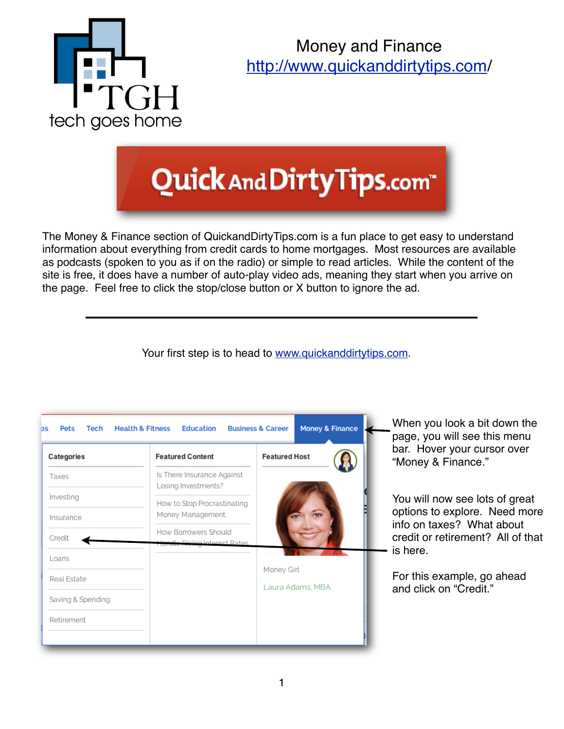# Money and Finance

http://www.quickanddirtytips.com/

The Money & Finance section of QuickandDirtyTips.com is a fun place to get easy to understand information about everything from credit cards to home mortgages. Most resources are available as podcasts (spoken to you as if on the radio) or simple to read articles. While the content of the site is free, it does have a number of auto-play video ads, meaning they start when you arrive on the page. Feel free to click the stop/close button or X button to ignore the ad.

---

Your first step is to head to www.quickanddirtytips.com.

When you look a bit down the page, you will see this menu bar. Hover your cursor over "Money & Finance."

You will now see lots of great options to explore. Need more info on taxes? What about credit or retirement? All of that is here.

For this example, go ahead and click on "Credit."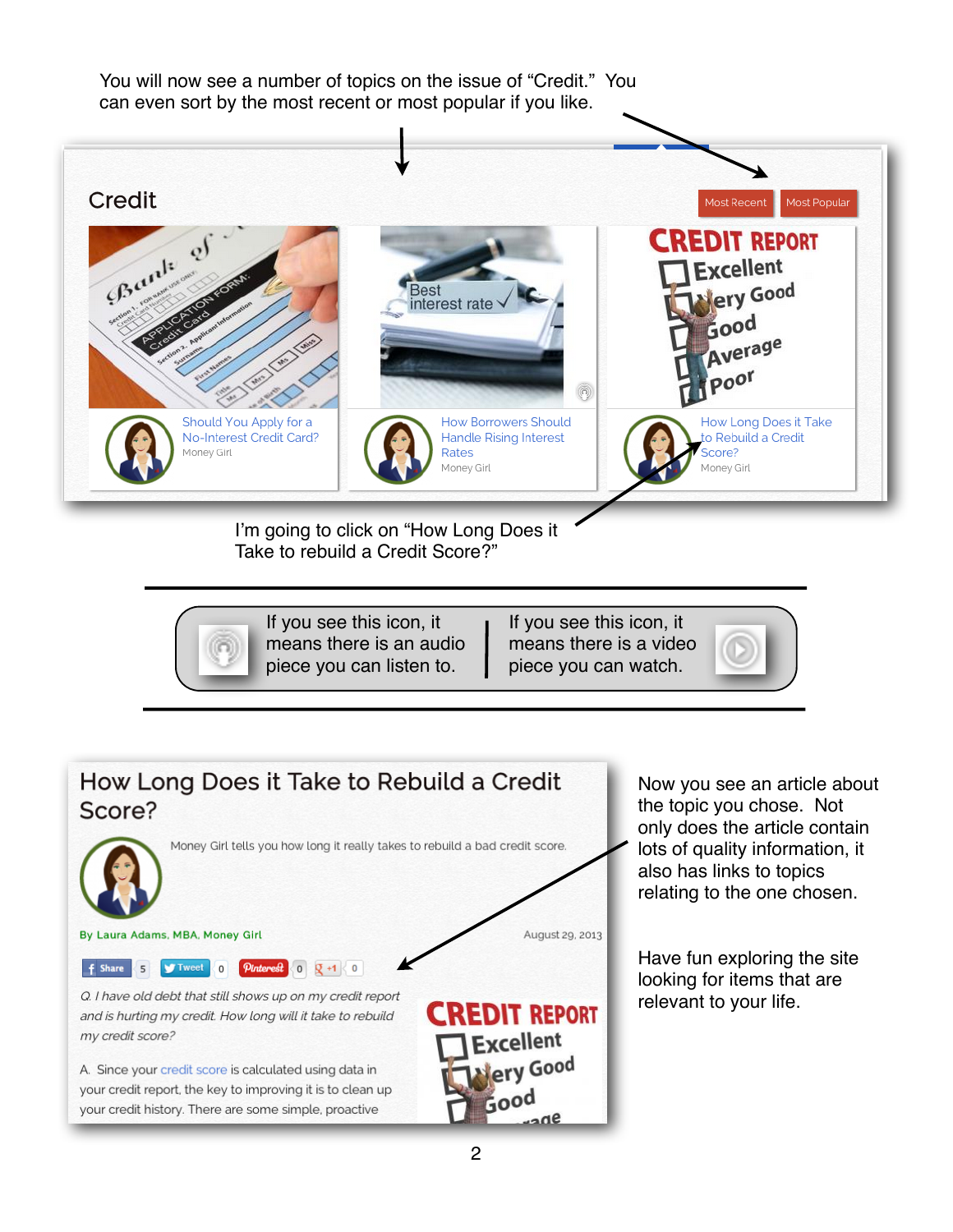You will now see a number of topics on the issue of "Credit." You can even sort by the most recent or most popular if you like.

Credit

Most Recent | Most Popular

Should You Apply for a No-Interest Credit Card?
Money Girl

How Borrowers Should Handle Rising Interest Rates
Money Girl

How Long Does it Take to Rebuild a Credit Score?
Money Girl

I'm going to click on "How Long Does it Take to rebuild a Credit Score?"

---

If you see this icon, it means there is an audio piece you can listen to.

If you see this icon, it means there is a video piece you can watch.

---

How Long Does it Take to Rebuild a Credit Score?

Money Girl tells you how long it really takes to rebuild a bad credit score.

By Laura Adams, MBA, Money Girl

August 29, 2013

*Q. I have old debt that still shows up on my credit report and is hurting my credit. How long will it take to rebuild my credit score?*

A. Since your credit score is calculated using data in your credit report, the key to improving it is to clean up your credit history. There are some simple, proactive

Now you see an article about the topic you chose. Not only does the article contain lots of quality information, it also has links to topics relating to the one chosen.

Have fun exploring the site looking for items that are relevant to your life.